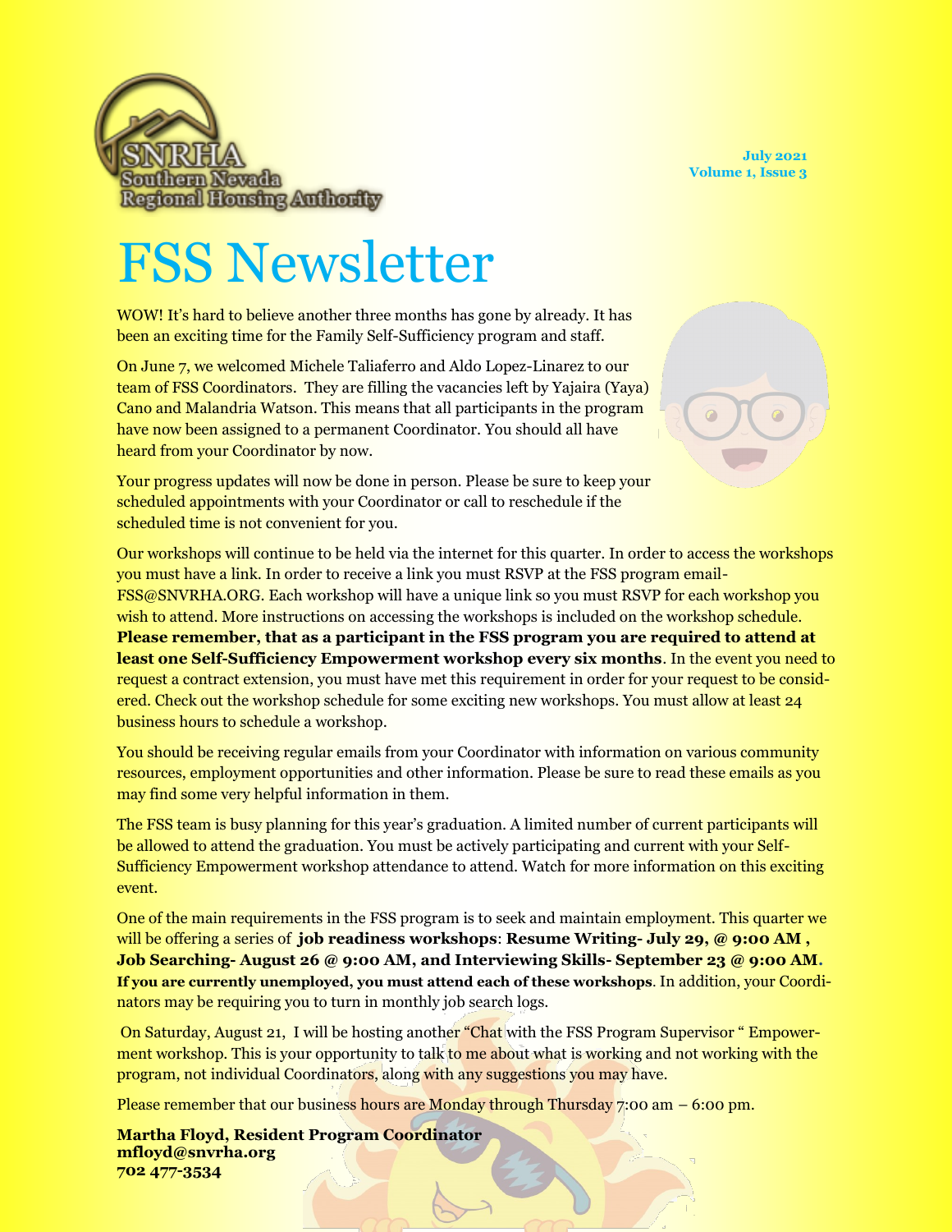SNRHA
Southern Nevada
Regional Housing Authority

July 2021
Volume 1, Issue 3

# FSS Newsletter

WOW! It's hard to believe another three months has gone by already. It has been an exciting time for the Family Self-Sufficiency program and staff.

On June 7, we welcomed Michele Taliaferro and Aldo Lopez-Linarez to our team of FSS Coordinators. They are filling the vacancies left by Yajaira (Yaya) Cano and Malandria Watson. This means that all participants in the program have now been assigned to a permanent Coordinator. You should all have heard from your Coordinator by now.

Your progress updates will now be done in person. Please be sure to keep your scheduled appointments with your Coordinator or call to reschedule if the scheduled time is not convenient for you.

Our workshops will continue to be held via the internet for this quarter. In order to access the workshops you must have a link. In order to receive a link you must RSVP at the FSS program email- FSS@SNVRHA.ORG. Each workshop will have a unique link so you must RSVP for each workshop you wish to attend. More instructions on accessing the workshops is included on the workshop schedule. **Please remember, that as a participant in the FSS program you are required to attend at least one Self-Sufficiency Empowerment workshop every six months**. In the event you need to request a contract extension, you must have met this requirement in order for your request to be considered. Check out the workshop schedule for some exciting new workshops. You must allow at least 24 business hours to schedule a workshop.

You should be receiving regular emails from your Coordinator with information on various community resources, employment opportunities and other information. Please be sure to read these emails as you may find some very helpful information in them.

The FSS team is busy planning for this year's graduation. A limited number of current participants will be allowed to attend the graduation. You must be actively participating and current with your Self-Sufficiency Empowerment workshop attendance to attend. Watch for more information on this exciting event.

One of the main requirements in the FSS program is to seek and maintain employment. This quarter we will be offering a series of **job readiness workshops**: **Resume Writing- July 29, @ 9:00 AM , Job Searching- August 26 @ 9:00 AM, and Interviewing Skills- September 23 @ 9:00 AM. If you are currently unemployed, you must attend each of these workshops**. In addition, your Coordinators may be requiring you to turn in monthly job search logs.

On Saturday, August 21, I will be hosting another "Chat with the FSS Program Supervisor " Empowerment workshop. This is your opportunity to talk to me about what is working and not working with the program, not individual Coordinators, along with any suggestions you may have.

Please remember that our business hours are Monday through Thursday 7:00 am – 6:00 pm.

**Martha Floyd, Resident Program Coordinator**
**mfloyd@snvrha.org**
**702 477-3534**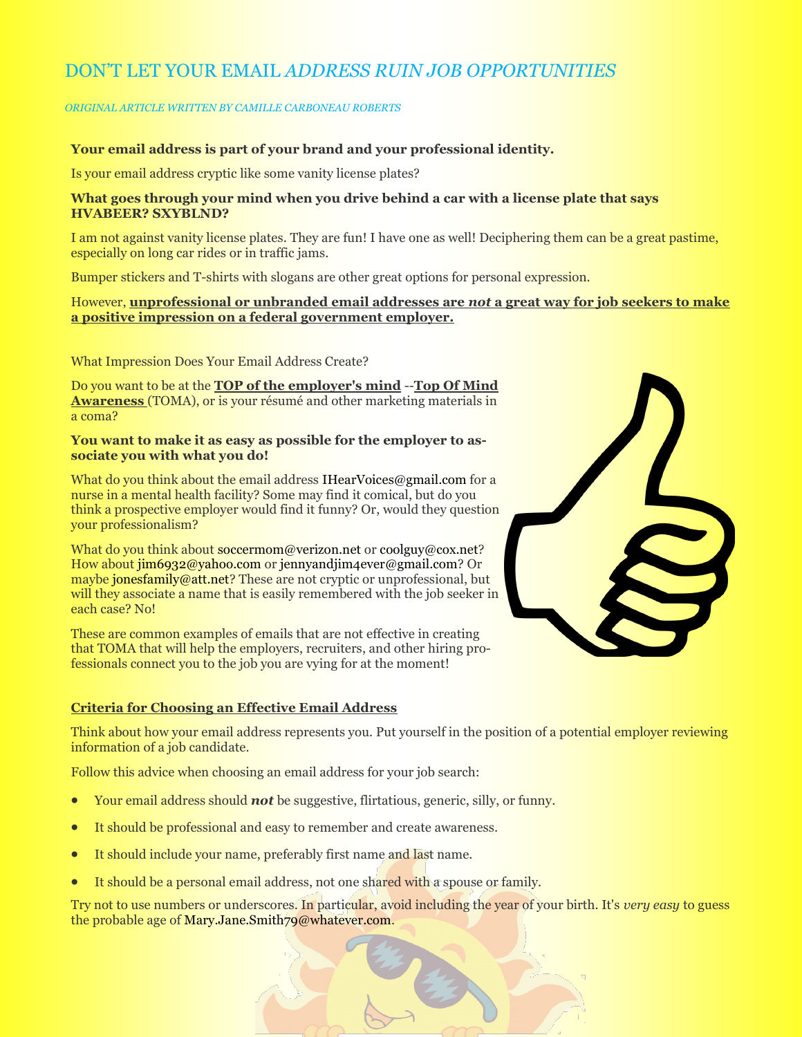# DON'T LET YOUR EMAIL *ADDRESS RUIN JOB OPPORTUNITIES*

*ORIGINAL ARTICLE WRITTEN BY CAMILLE CARBONEAU ROBERTS*

**Your email address is part of your brand and your professional identity.**

Is your email address cryptic like some vanity license plates?

**What goes through your mind when you drive behind a car with a license plate that says HVABEER? SXYBLND?**

I am not against vanity license plates. They are fun! I have one as well! Deciphering them can be a great pastime, especially on long car rides or in traffic jams.

Bumper stickers and T-shirts with slogans are other great options for personal expression.

However, **unprofessional or unbranded email addresses are *not* a great way for job seekers to make a positive impression on a federal government employer.**

What Impression Does Your Email Address Create?

Do you want to be at the **TOP of the employer's mind** --**Top Of Mind Awareness** (TOMA), or is your résumé and other marketing materials in a coma?

**You want to make it as easy as possible for the employer to associate you with what you do!**

What do you think about the email address IHearVoices@gmail.com for a nurse in a mental health facility? Some may find it comical, but do you think a prospective employer would find it funny? Or, would they question your professionalism?

What do you think about soccermom@verizon.net or coolguy@cox.net? How about jim6932@yahoo.com or jennyandjim4ever@gmail.com? Or maybe jonesfamily@att.net? These are not cryptic or unprofessional, but will they associate a name that is easily remembered with the job seeker in each case? No!

These are common examples of emails that are not effective in creating that TOMA that will help the employers, recruiters, and other hiring professionals connect you to the job you are vying for at the moment!

**Criteria for Choosing an Effective Email Address**

Think about how your email address represents you. Put yourself in the position of a potential employer reviewing information of a job candidate.

Follow this advice when choosing an email address for your job search:

- Your email address should ***not*** be suggestive, flirtatious, generic, silly, or funny.
- It should be professional and easy to remember and create awareness.
- It should include your name, preferably first name and last name.
- It should be a personal email address, not one shared with a spouse or family.

Try not to use numbers or underscores. In particular, avoid including the year of your birth. It's *very easy* to guess the probable age of Mary.Jane.Smith79@whatever.com.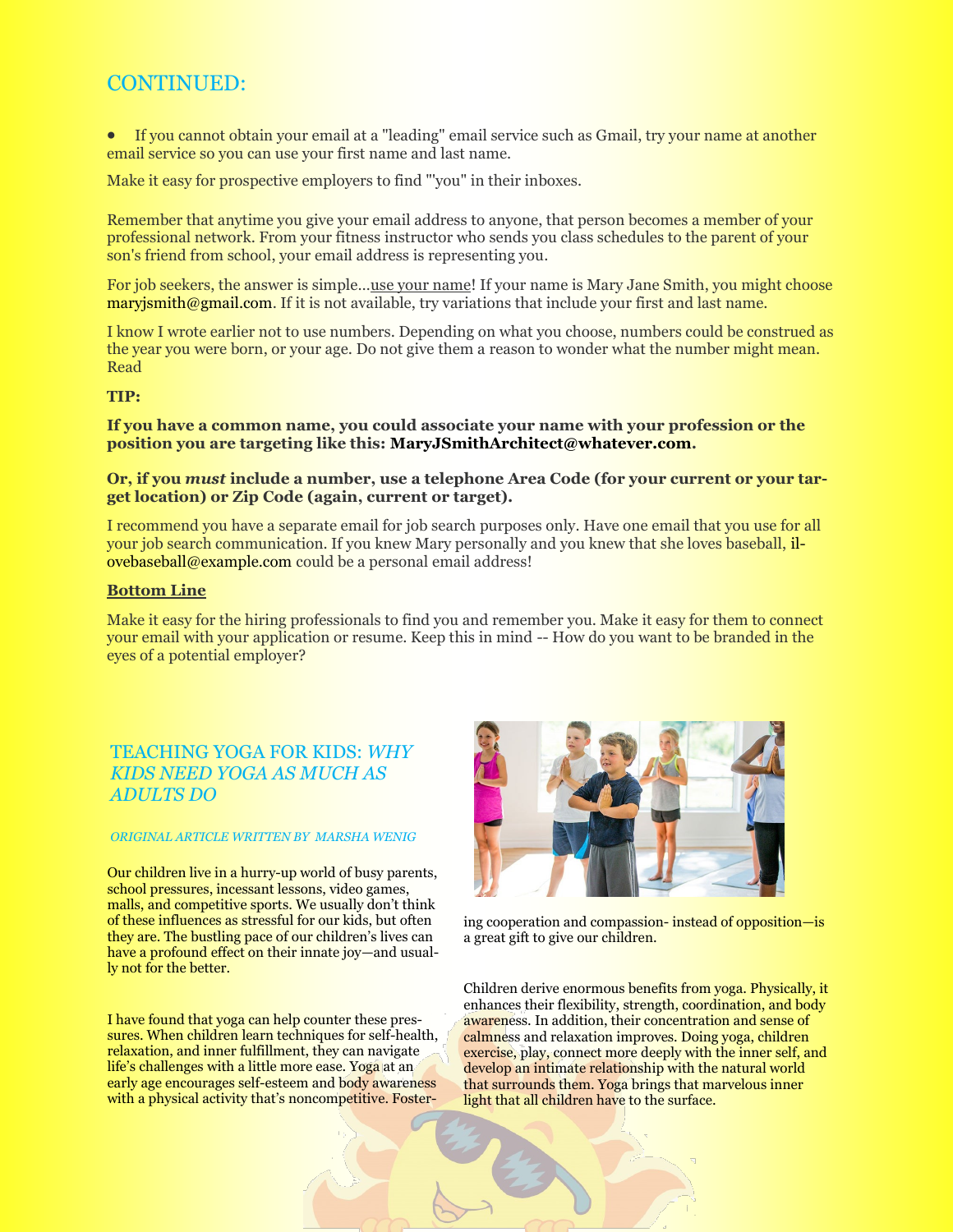## CONTINUED:

- If you cannot obtain your email at a "leading" email service such as Gmail, try your name at another email service so you can use your first name and last name.

Make it easy for prospective employers to find "'you" in their inboxes.

Remember that anytime you give your email address to anyone, that person becomes a member of your professional network. From your fitness instructor who sends you class schedules to the parent of your son's friend from school, your email address is representing you.

For job seekers, the answer is simple…use your name! If your name is Mary Jane Smith, you might choose maryjsmith@gmail.com. If it is not available, try variations that include your first and last name.

I know I wrote earlier not to use numbers. Depending on what you choose, numbers could be construed as the year you were born, or your age. Do not give them a reason to wonder what the number might mean. Read

**TIP:**

**If you have a common name, you could associate your name with your profession or the position you are targeting like this: MaryJSmithArchitect@whatever.com.**

**Or, if you *must* include a number, use a telephone Area Code (for your current or your target location) or Zip Code (again, current or target).**

I recommend you have a separate email for job search purposes only. Have one email that you use for all your job search communication. If you knew Mary personally and you knew that she loves baseball, ilovebaseball@example.com could be a personal email address!

**Bottom Line**

Make it easy for the hiring professionals to find you and remember you. Make it easy for them to connect your email with your application or resume. Keep this in mind -- How do you want to be branded in the eyes of a potential employer?

## TEACHING YOGA FOR KIDS: *WHY KIDS NEED YOGA AS MUCH AS ADULTS DO*

*ORIGINAL ARTICLE WRITTEN BY MARSHA WENIG*

Our children live in a hurry-up world of busy parents, school pressures, incessant lessons, video games, malls, and competitive sports. We usually don't think of these influences as stressful for our kids, but often they are. The bustling pace of our children's lives can have a profound effect on their innate joy—and usually not for the better.

I have found that yoga can help counter these pressures. When children learn techniques for self-health, relaxation, and inner fulfillment, they can navigate life's challenges with a little more ease. Yoga at an early age encourages self-esteem and body awareness with a physical activity that's noncompetitive. Fostering cooperation and compassion- instead of opposition—is a great gift to give our children.

Children derive enormous benefits from yoga. Physically, it enhances their flexibility, strength, coordination, and body awareness. In addition, their concentration and sense of calmness and relaxation improves. Doing yoga, children exercise, play, connect more deeply with the inner self, and develop an intimate relationship with the natural world that surrounds them. Yoga brings that marvelous inner light that all children have to the surface.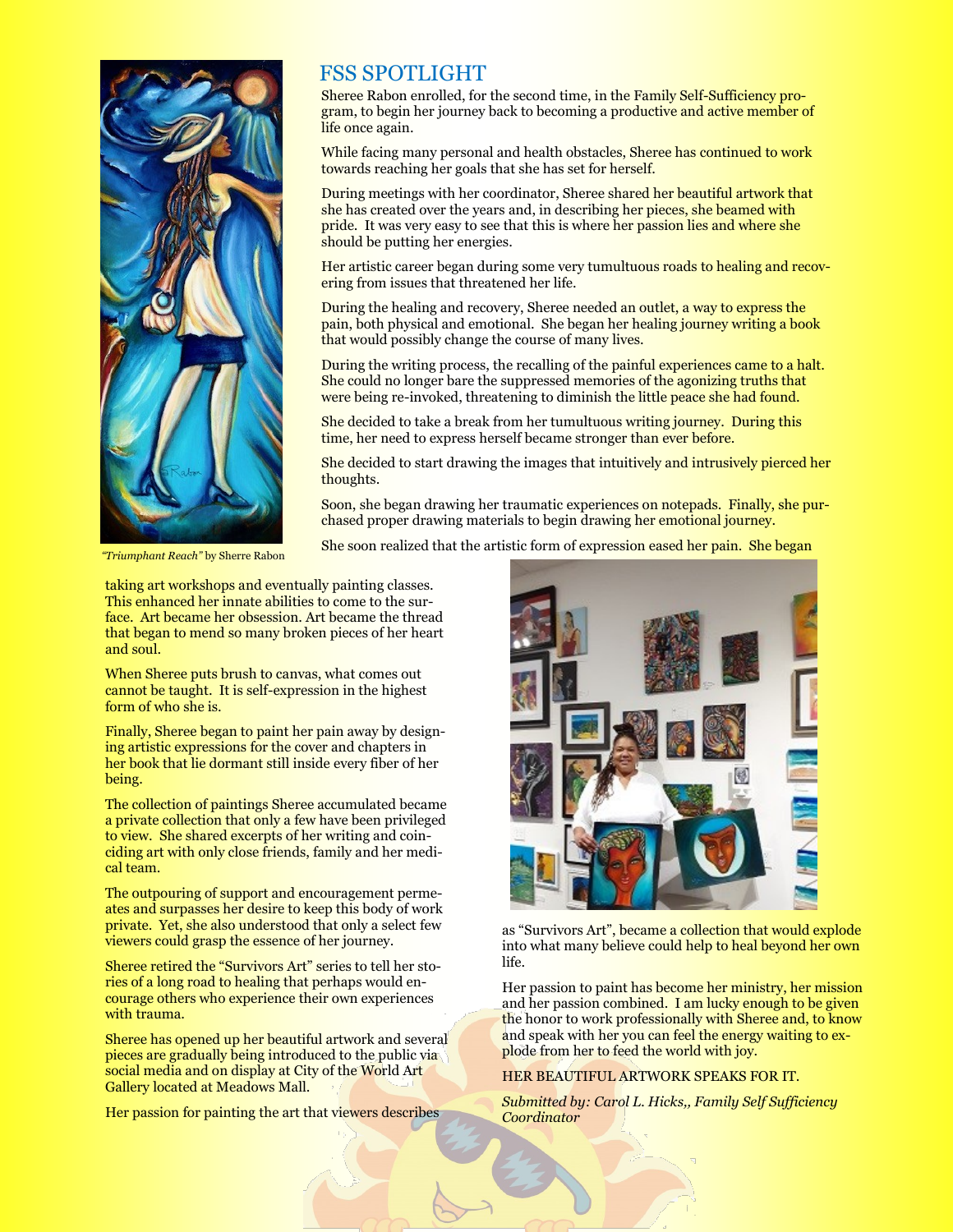## FSS SPOTLIGHT

Sheree Rabon enrolled, for the second time, in the Family Self-Sufficiency program, to begin her journey back to becoming a productive and active member of life once again.

While facing many personal and health obstacles, Sheree has continued to work towards reaching her goals that she has set for herself.

During meetings with her coordinator, Sheree shared her beautiful artwork that she has created over the years and, in describing her pieces, she beamed with pride. It was very easy to see that this is where her passion lies and where she should be putting her energies.

Her artistic career began during some very tumultuous roads to healing and recovering from issues that threatened her life.

During the healing and recovery, Sheree needed an outlet, a way to express the pain, both physical and emotional. She began her healing journey writing a book that would possibly change the course of many lives.

During the writing process, the recalling of the painful experiences came to a halt. She could no longer bare the suppressed memories of the agonizing truths that were being re-invoked, threatening to diminish the little peace she had found.

She decided to take a break from her tumultuous writing journey. During this time, her need to express herself became stronger than ever before.

She decided to start drawing the images that intuitively and intrusively pierced her thoughts.

Soon, she began drawing her traumatic experiences on notepads. Finally, she purchased proper drawing materials to begin drawing her emotional journey.

*"Triumphant Reach"* by Sherre Rabon

She soon realized that the artistic form of expression eased her pain. She began taking art workshops and eventually painting classes. This enhanced her innate abilities to come to the surface. Art became her obsession. Art became the thread that began to mend so many broken pieces of her heart and soul.

When Sheree puts brush to canvas, what comes out cannot be taught. It is self-expression in the highest form of who she is.

Finally, Sheree began to paint her pain away by designing artistic expressions for the cover and chapters in her book that lie dormant still inside every fiber of her being.

The collection of paintings Sheree accumulated became a private collection that only a few have been privileged to view. She shared excerpts of her writing and coinciding art with only close friends, family and her medical team.

The outpouring of support and encouragement permeates and surpasses her desire to keep this body of work private. Yet, she also understood that only a select few viewers could grasp the essence of her journey.

Sheree retired the "Survivors Art" series to tell her stories of a long road to healing that perhaps would encourage others who experience their own experiences with trauma.

Sheree has opened up her beautiful artwork and several pieces are gradually being introduced to the public via social media and on display at City of the World Art Gallery located at Meadows Mall.

Her passion for painting the art that viewers describes as "Survivors Art", became a collection that would explode into what many believe could help to heal beyond her own life.

Her passion to paint has become her ministry, her mission and her passion combined. I am lucky enough to be given the honor to work professionally with Sheree and, to know and speak with her you can feel the energy waiting to explode from her to feed the world with joy.

HER BEAUTIFUL ARTWORK SPEAKS FOR IT.

*Submitted by: Carol L. Hicks,, Family Self Sufficiency Coordinator*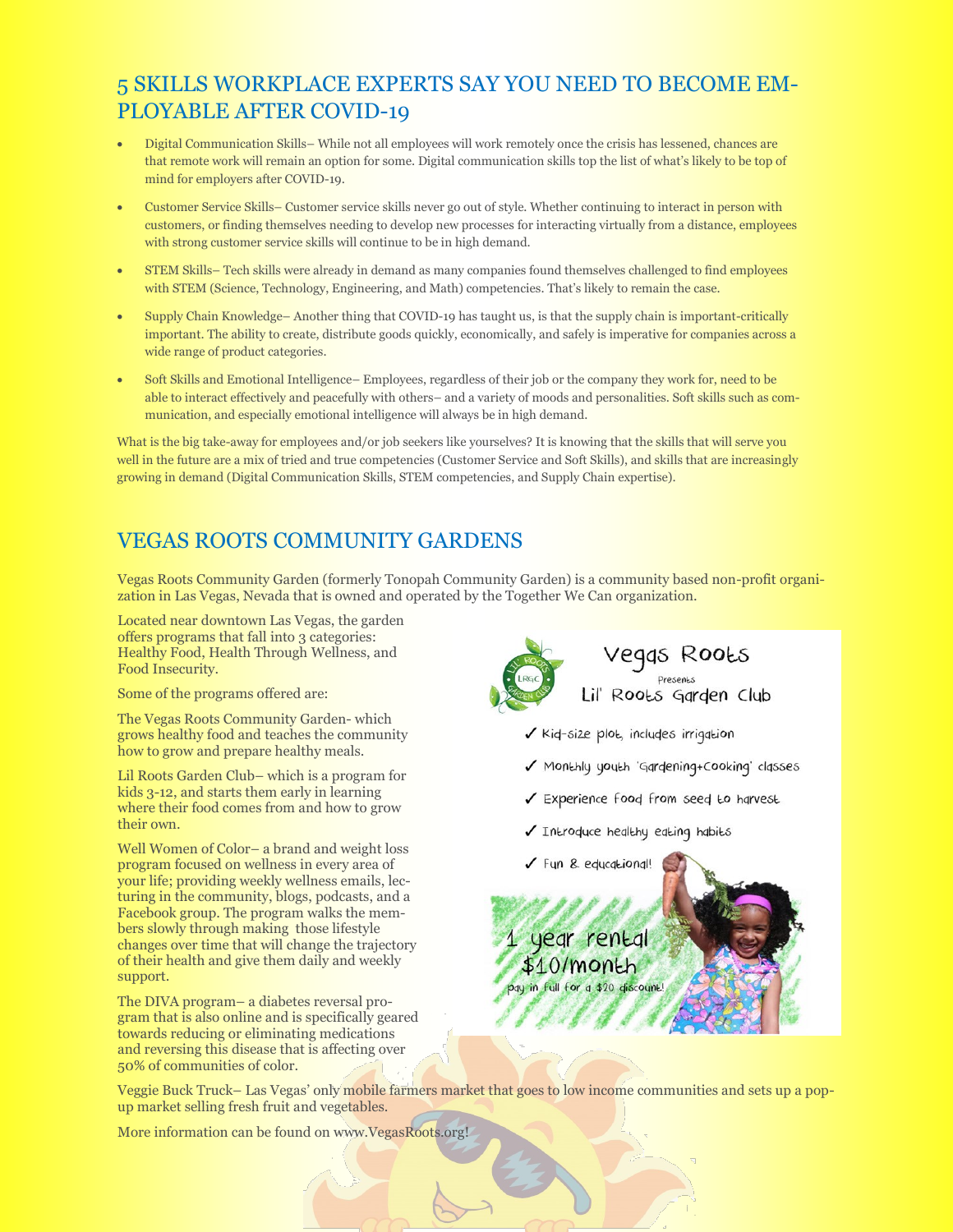## 5 SKILLS WORKPLACE EXPERTS SAY YOU NEED TO BECOME EMPLOYABLE AFTER COVID-19

- Digital Communication Skills– While not all employees will work remotely once the crisis has lessened, chances are that remote work will remain an option for some. Digital communication skills top the list of what's likely to be top of mind for employers after COVID-19.
- Customer Service Skills– Customer service skills never go out of style. Whether continuing to interact in person with customers, or finding themselves needing to develop new processes for interacting virtually from a distance, employees with strong customer service skills will continue to be in high demand.
- STEM Skills– Tech skills were already in demand as many companies found themselves challenged to find employees with STEM (Science, Technology, Engineering, and Math) competencies. That's likely to remain the case.
- Supply Chain Knowledge– Another thing that COVID-19 has taught us, is that the supply chain is important-critically important. The ability to create, distribute goods quickly, economically, and safely is imperative for companies across a wide range of product categories.
- Soft Skills and Emotional Intelligence– Employees, regardless of their job or the company they work for, need to be able to interact effectively and peacefully with others– and a variety of moods and personalities. Soft skills such as communication, and especially emotional intelligence will always be in high demand.

What is the big take-away for employees and/or job seekers like yourselves? It is knowing that the skills that will serve you well in the future are a mix of tried and true competencies (Customer Service and Soft Skills), and skills that are increasingly growing in demand (Digital Communication Skills, STEM competencies, and Supply Chain expertise).

## VEGAS ROOTS COMMUNITY GARDENS

Vegas Roots Community Garden (formerly Tonopah Community Garden) is a community based non-profit organization in Las Vegas, Nevada that is owned and operated by the Together We Can organization.

Located near downtown Las Vegas, the garden offers programs that fall into 3 categories: Healthy Food, Health Through Wellness, and Food Insecurity.

Some of the programs offered are:

The Vegas Roots Community Garden- which grows healthy food and teaches the community how to grow and prepare healthy meals.

Lil Roots Garden Club– which is a program for kids 3-12, and starts them early in learning where their food comes from and how to grow their own.

Well Women of Color– a brand and weight loss program focused on wellness in every area of your life; providing weekly wellness emails, lecturing in the community, blogs, podcasts, and a Facebook group. The program walks the members slowly through making those lifestyle changes over time that will change the trajectory of their health and give them daily and weekly support.

The DIVA program– a diabetes reversal program that is also online and is specifically geared towards reducing or eliminating medications and reversing this disease that is affecting over 50% of communities of color.

Veggie Buck Truck– Las Vegas' only mobile farmers market that goes to low income communities and sets up a pop-up market selling fresh fruit and vegetables.

More information can be found on www.VegasRoots.org!

Vegas Roots
Presents
Lil' Roots Garden Club

- ✓ Kid-size plot, includes irrigation
- ✓ Monthly youth 'Gardening+Cooking' classes
- ✓ Experience food from seed to harvest
- ✓ Introduce healthy eating habits
- ✓ Fun & educational!

1 year rental
$10/month
pay in full for a $20 discount!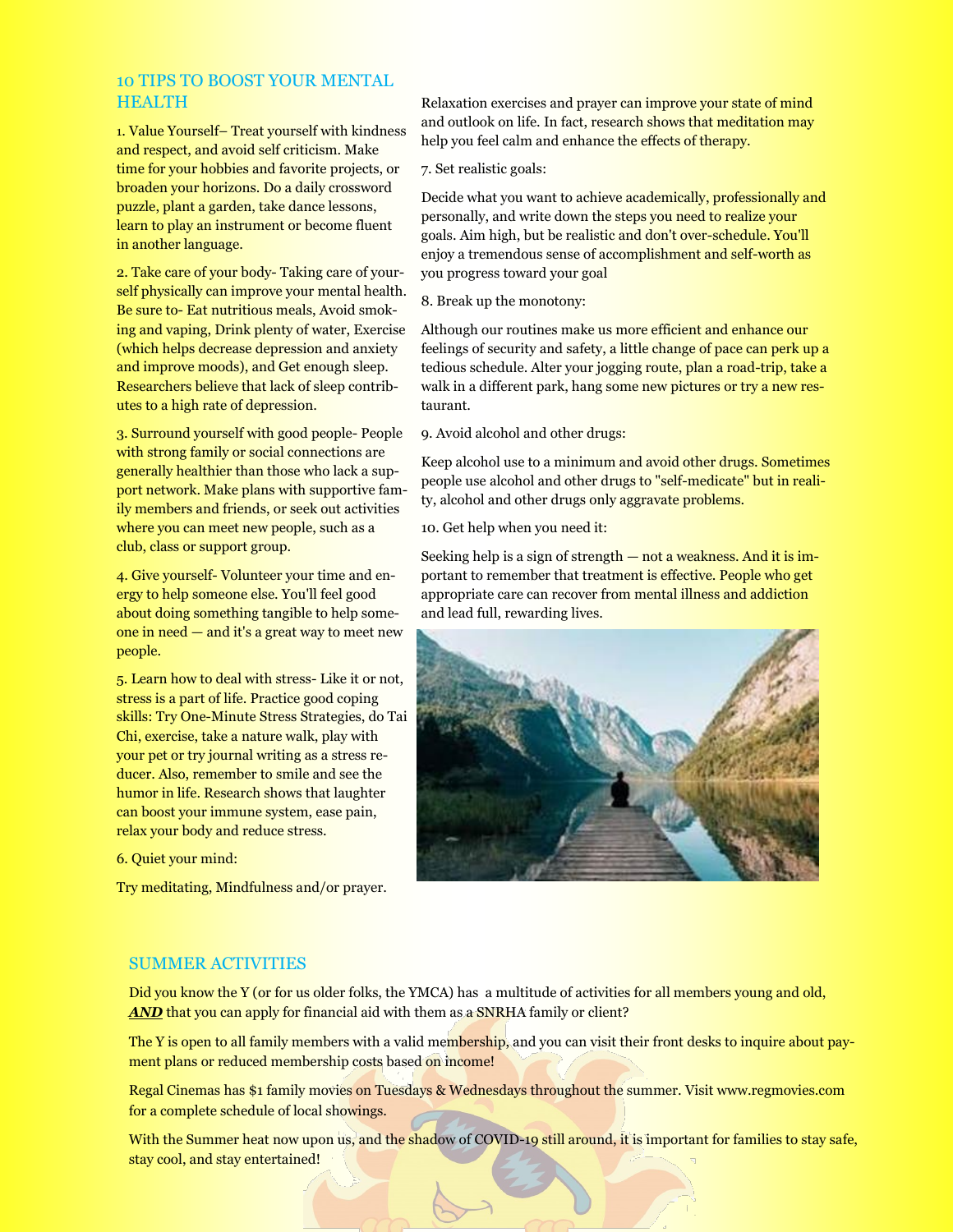## 10 TIPS TO BOOST YOUR MENTAL HEALTH

1. Value Yourself– Treat yourself with kindness and respect, and avoid self criticism. Make time for your hobbies and favorite projects, or broaden your horizons. Do a daily crossword puzzle, plant a garden, take dance lessons, learn to play an instrument or become fluent in another language.

2. Take care of your body- Taking care of yourself physically can improve your mental health. Be sure to- Eat nutritious meals, Avoid smoking and vaping, Drink plenty of water, Exercise (which helps decrease depression and anxiety and improve moods), and Get enough sleep. Researchers believe that lack of sleep contributes to a high rate of depression.

3. Surround yourself with good people- People with strong family or social connections are generally healthier than those who lack a support network. Make plans with supportive family members and friends, or seek out activities where you can meet new people, such as a club, class or support group.

4. Give yourself- Volunteer your time and energy to help someone else. You'll feel good about doing something tangible to help someone in need — and it's a great way to meet new people.

5. Learn how to deal with stress- Like it or not, stress is a part of life. Practice good coping skills: Try One-Minute Stress Strategies, do Tai Chi, exercise, take a nature walk, play with your pet or try journal writing as a stress reducer. Also, remember to smile and see the humor in life. Research shows that laughter can boost your immune system, ease pain, relax your body and reduce stress.

6. Quiet your mind:

Try meditating, Mindfulness and/or prayer. Relaxation exercises and prayer can improve your state of mind and outlook on life. In fact, research shows that meditation may help you feel calm and enhance the effects of therapy.

7. Set realistic goals:

Decide what you want to achieve academically, professionally and personally, and write down the steps you need to realize your goals. Aim high, but be realistic and don't over-schedule. You'll enjoy a tremendous sense of accomplishment and self-worth as you progress toward your goal

8. Break up the monotony:

Although our routines make us more efficient and enhance our feelings of security and safety, a little change of pace can perk up a tedious schedule. Alter your jogging route, plan a road-trip, take a walk in a different park, hang some new pictures or try a new restaurant.

9. Avoid alcohol and other drugs:

Keep alcohol use to a minimum and avoid other drugs. Sometimes people use alcohol and other drugs to "self-medicate" but in reality, alcohol and other drugs only aggravate problems.

10. Get help when you need it:

Seeking help is a sign of strength — not a weakness. And it is important to remember that treatment is effective. People who get appropriate care can recover from mental illness and addiction and lead full, rewarding lives.

## SUMMER ACTIVITIES

Did you know the Y (or for us older folks, the YMCA) has a multitude of activities for all members young and old, ***AND*** that you can apply for financial aid with them as a SNRHA family or client?

The Y is open to all family members with a valid membership, and you can visit their front desks to inquire about payment plans or reduced membership costs based on income!

Regal Cinemas has $1 family movies on Tuesdays & Wednesdays throughout the summer. Visit www.regmovies.com for a complete schedule of local showings.

With the Summer heat now upon us, and the shadow of COVID-19 still around, it is important for families to stay safe, stay cool, and stay entertained!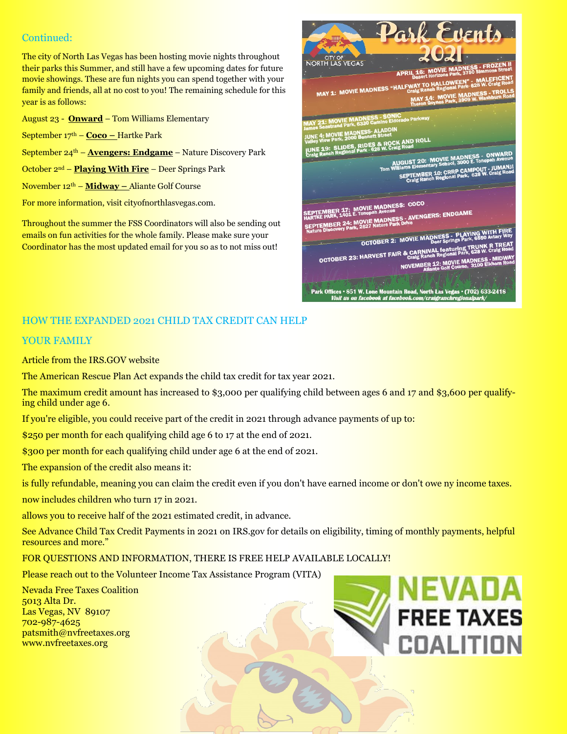## Continued:

The city of North Las Vegas has been hosting movie nights throughout their parks this Summer, and still have a few upcoming dates for future movie showings. These are fun nights you can spend together with your family and friends, all at no cost to you! The remaining schedule for this year is as follows:

August 23 - **Onward** – Tom Williams Elementary

September 17th – **Coco –** Hartke Park

September 24th – **Avengers: Endgame** – Nature Discovery Park

October 2nd – **Playing With Fire** – Deer Springs Park

November 12th – **Midway –** Aliante Golf Course

For more information, visit cityofnorthlasvegas.com.

Throughout the summer the FSS Coordinators will also be sending out emails on fun activities for the whole family. Please make sure your Coordinator has the most updated email for you so as to not miss out!

Park Events 2021

CITY OF NORTH LAS VEGAS

APRIL 16: MOVIE MADNESS - FROZEN II
Desert Horizons Park, 3750 Simmons Street

MAY 1: MOVIE MADNESS "HALFWAY TO HALLOWEEN" - MALEFICENT
Craig Ranch Regional Park- 628 W. Craig Road

MAY 14: MOVIE MADNESS - TROLLS
Theron Goynes Park, 3909 W. Washburn Road

MAY 21: MOVIE MADNESS - SONIC
James Seastrand Park, 6330 Camino Eldorado Parkway

JUNE 4: MOVIE MADNESS- ALADDIN
Valley View Park, 2000 Bennett Street

JUNE 19: SLIDES, RIDES & ROCK AND ROLL
Craig Ranch Regional Park - 628 W. Craig Road

AUGUST 20: MOVIE MADNESS - ONWARD
Tom Williams Elementary School, 3000 E. Tonopah Avenue

SEPTEMBER 10: CRRP CAMPOUT - JUMANJI
Craig Ranch Regional Park, 628 W. Craig Road

SEPTEMBER 17: MOVIE MADNESS: COCO
HARTKE PARK, 1401 E. Tonopah Avenue

SEPTEMBER 24: MOVIE MADNESS - AVENGERS: ENDGAME
Nature Discovery Park, 2627 Nature Park Drive

OCTOBER 2: MOVIE MADNESS - PLAYING WITH FIRE
Deer Springs Park, 6550 Aviary Way

OCTOBER 23: HARVEST FAIR & CARNIVAL featuring TRUNK R TREAT
Craig Ranch Regional Park, 628 W. Craig Road

NOVEMBER 12: MOVIE MADNESS - MIDWAY
Aliante Golf Course, 3100 Elkhorn Road

Park Offices • 851 W. Lone Mountain Road, North Las Vegas • (702) 633-2418
*Visit us on facebook at facebook.com/craigranchregionalpark/*

## HOW THE EXPANDED 2021 CHILD TAX CREDIT CAN HELP YOUR FAMILY

Article from the IRS.GOV website

The American Rescue Plan Act expands the child tax credit for tax year 2021.

The maximum credit amount has increased to $3,000 per qualifying child between ages 6 and 17 and $3,600 per qualifying child under age 6.

If you're eligible, you could receive part of the credit in 2021 through advance payments of up to:

$250 per month for each qualifying child age 6 to 17 at the end of 2021.

$300 per month for each qualifying child under age 6 at the end of 2021.

The expansion of the credit also means it:

is fully refundable, meaning you can claim the credit even if you don't have earned income or don't owe ny income taxes.

now includes children who turn 17 in 2021.

allows you to receive half of the 2021 estimated credit, in advance.

See Advance Child Tax Credit Payments in 2021 on IRS.gov for details on eligibility, timing of monthly payments, helpful resources and more."

FOR QUESTIONS AND INFORMATION, THERE IS FREE HELP AVAILABLE LOCALLY!

Please reach out to the Volunteer Income Tax Assistance Program (VITA)

Nevada Free Taxes Coalition
5013 Alta Dr.
Las Vegas, NV 89107
702-987-4625
patsmith@nvfreetaxes.org
www.nvfreetaxes.org

NEVADA FREE TAXES COALITION